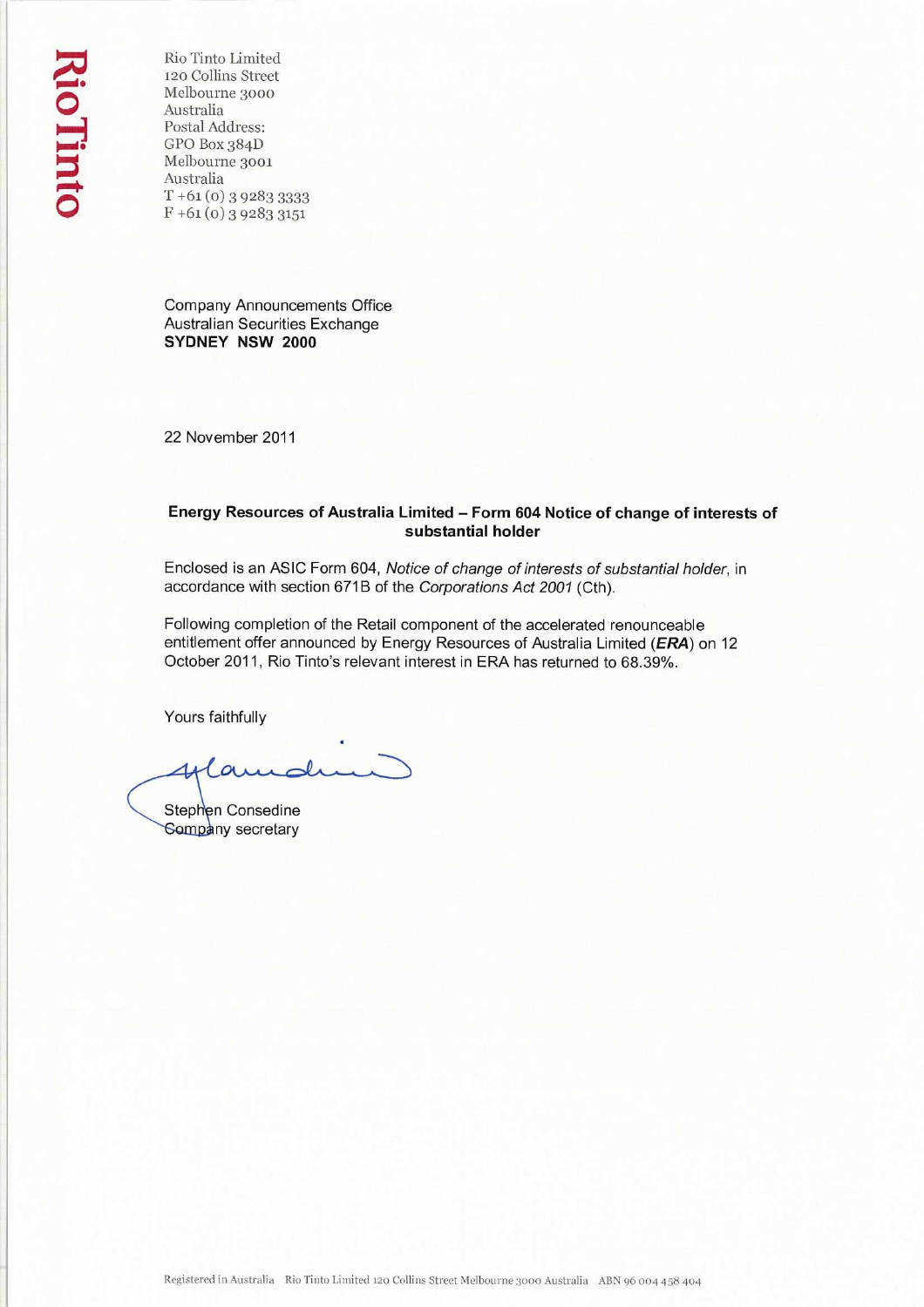Rio Tinto

Rio Tinto Limited
120 Collins Street
Melbourne 3000
Australia
Postal Address:
GPO Box 384D
Melbourne 3001
Australia
T +61 (0) 3 9283 3333
F +61 (0) 3 9283 3151

Company Announcements Office
Australian Securities Exchange
**SYDNEY NSW 2000**

22 November 2011

**Energy Resources of Australia Limited – Form 604 Notice of change of interests of substantial holder**

Enclosed is an ASIC Form 604, *Notice of change of interests of substantial holder*, in accordance with section 671B of the *Corporations Act 2001* (Cth).

Following completion of the Retail component of the accelerated renounceable entitlement offer announced by Energy Resources of Australia Limited (***ERA***) on 12 October 2011, Rio Tinto's relevant interest in ERA has returned to 68.39%.

Yours faithfully

Stephen Consedine
Company secretary

Registered in Australia Rio Tinto Limited 120 Collins Street Melbourne 3000 Australia ABN 96 004 458 404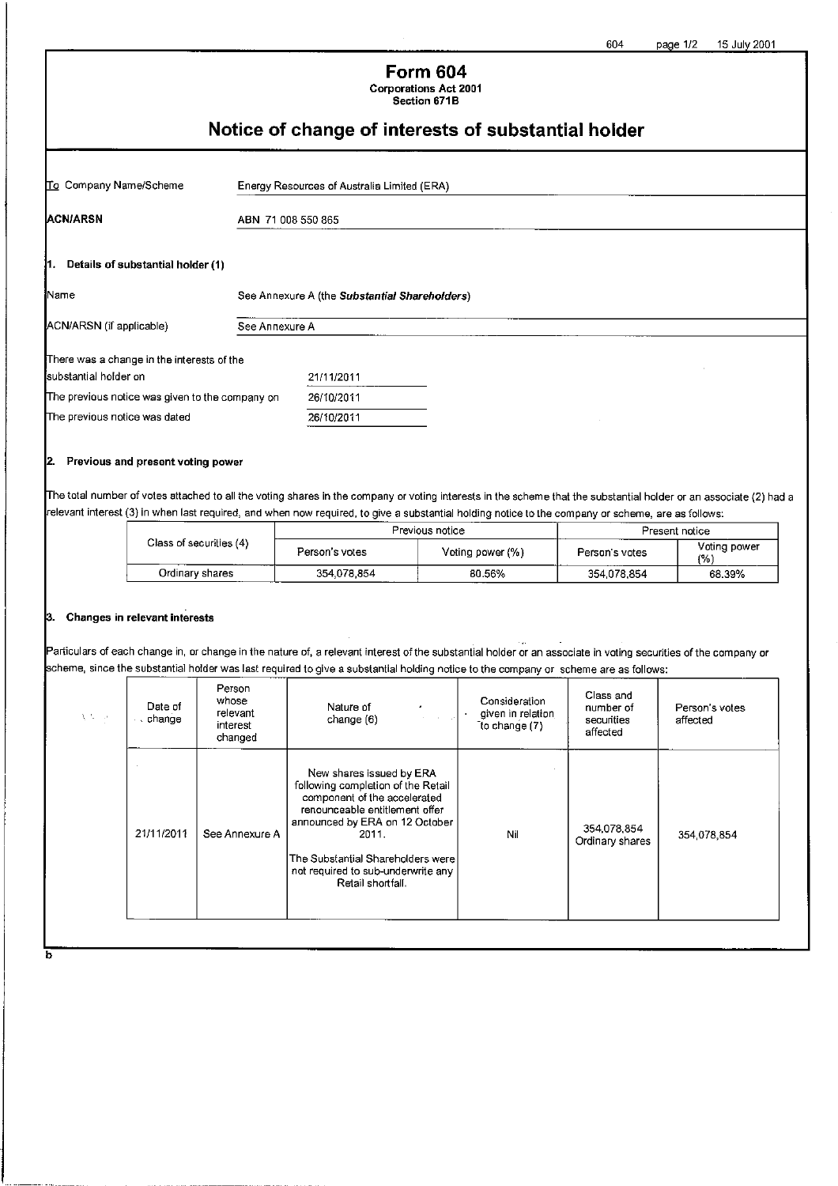# Form 604

**Corporations Act 2001**
**Section 671B**

## Notice of change of interests of substantial holder

To Company Name/Scheme: Energy Resources of Australia Limited (ERA)

**ACN/ARSN**: ABN 71 008 550 865

### 1. Details of substantial holder (1)

Name: See Annexure A (the ***Substantial Shareholders***)

ACN/ARSN (if applicable): See Annexure A

There was a change in the interests of the substantial holder on: 21/11/2011

The previous notice was given to the company on: 26/10/2011

The previous notice was dated: 26/10/2011

### 2. Previous and present voting power

The total number of votes attached to all the voting shares in the company or voting interests in the scheme that the substantial holder or an associate (2) had a relevant interest (3) in when last required, and when now required, to give a substantial holding notice to the company or scheme, are as follows:

| Class of securities (4) | Previous notice | | Present notice | |
|---|---|---|---|---|
| | Person's votes | Voting power (%) | Person's votes | Voting power (%) |
| Ordinary shares | 354,078,854 | 80.56% | 354,078,854 | 68.39% |

### 3. Changes in relevant interests

Particulars of each change in, or change in the nature of, a relevant interest of the substantial holder or an associate in voting securities of the company or scheme, since the substantial holder was last required to give a substantial holding notice to the company or scheme are as follows:

| Date of change | Person whose relevant interest changed | Nature of change (6) | Consideration given in relation to change (7) | Class and number of securities affected | Person's votes affected |
|---|---|---|---|---|---|
| 21/11/2011 | See Annexure A | New shares issued by ERA following completion of the Retail component of the accelerated renounceable entitlement offer announced by ERA on 12 October 2011. The Substantial Shareholders were not required to sub-underwrite any Retail shortfall. | Nil | 354,078,854 Ordinary shares | 354,078,854 |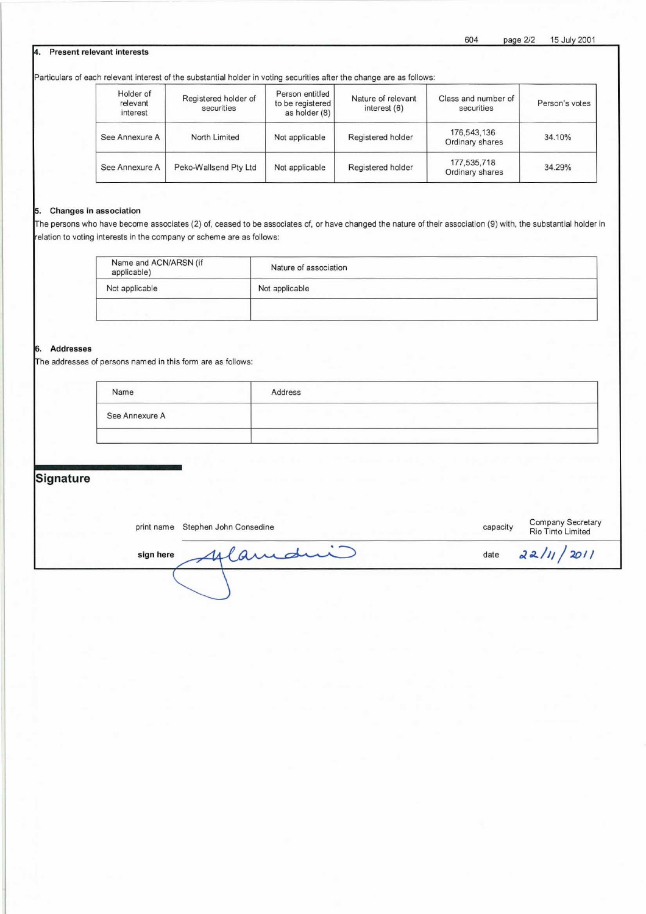## 4. Present relevant interests

Particulars of each relevant interest of the substantial holder in voting securities after the change are as follows:

| Holder of relevant interest | Registered holder of securities | Person entitled to be registered as holder (8) | Nature of relevant interest (6) | Class and number of securities | Person's votes |
|---|---|---|---|---|---|
| See Annexure A | North Limited | Not applicable | Registered holder | 176,543,136 Ordinary shares | 34.10% |
| See Annexure A | Peko-Wallsend Pty Ltd | Not applicable | Registered holder | 177,535,718 Ordinary shares | 34.29% |

## 5. Changes in association

The persons who have become associates (2) of, ceased to be associates of, or have changed the nature of their association (9) with, the substantial holder in relation to voting interests in the company or scheme are as follows:

| Name and ACN/ARSN (if applicable) | Nature of association |
|---|---|
| Not applicable | Not applicable |
| | |

## 6. Addresses

The addresses of persons named in this form are as follows:

| Name | Address |
|---|---|
| See Annexure A | |
| | |

## Signature

print name Stephen John Consedine

capacity Company Secretary Rio Tinto Limited

sign here

date 22/11/2011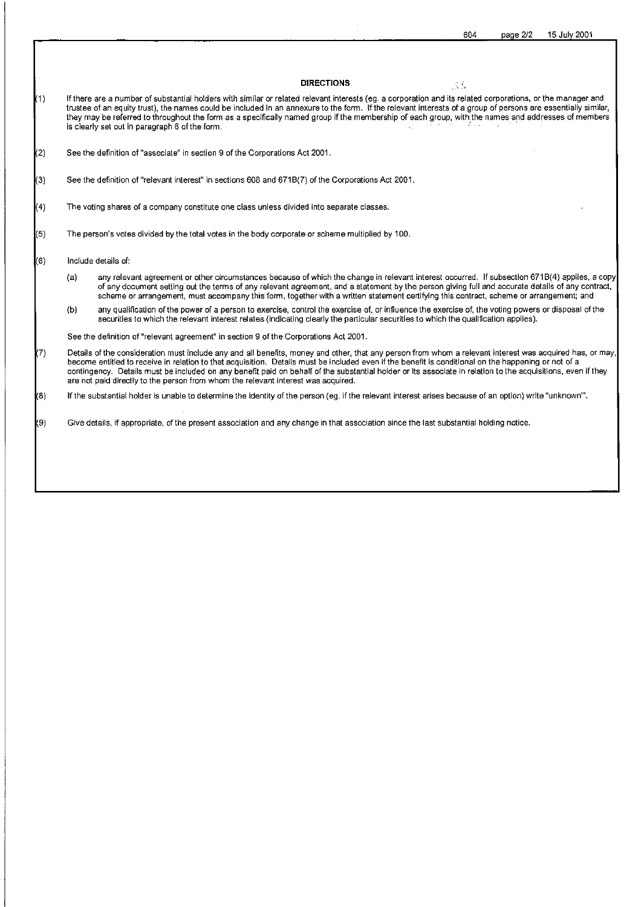## DIRECTIONS

(1) If there are a number of substantial holders with similar or related relevant interests (eg. a corporation and its related corporations, or the manager and trustee of an equity trust), the names could be included in an annexure to the form. If the relevant interests of a group of persons are essentially similar, they may be referred to throughout the form as a specifically named group if the membership of each group, with the names and addresses of members is clearly set out in paragraph 6 of the form.

(2) See the definition of "associate" in section 9 of the Corporations Act 2001.

(3) See the definition of "relevant interest" in sections 608 and 671B(7) of the Corporations Act 2001.

(4) The voting shares of a company constitute one class unless divided into separate classes.

(5) The person's votes divided by the total votes in the body corporate or scheme multiplied by 100.

(6) Include details of:

   (a) any relevant agreement or other circumstances because of which the change in relevant interest occurred. If subsection 671B(4) applies, a copy of any document setting out the terms of any relevant agreement, and a statement by the person giving full and accurate details of any contract, scheme or arrangement, must accompany this form, together with a written statement certifying this contract, scheme or arrangement; and

   (b) any qualification of the power of a person to exercise, control the exercise of, or influence the exercise of, the voting powers or disposal of the securities to which the relevant interest relates (indicating clearly the particular securities to which the qualification applies).

   See the definition of "relevant agreement" in section 9 of the Corporations Act 2001.

(7) Details of the consideration must include any and all benefits, money and other, that any person from whom a relevant interest was acquired has, or may, become entitled to receive in relation to that acquisition. Details must be included even if the benefit is conditional on the happening or not of a contingency. Details must be included on any benefit paid on behalf of the substantial holder or its associate in relation to the acquisitions, even if they are not paid directly to the person from whom the relevant interest was acquired.

(8) If the substantial holder is unable to determine the identity of the person (eg. if the relevant interest arises because of an option) write "unknown".

(9) Give details, if appropriate, of the present association and any change in that association since the last substantial holding notice.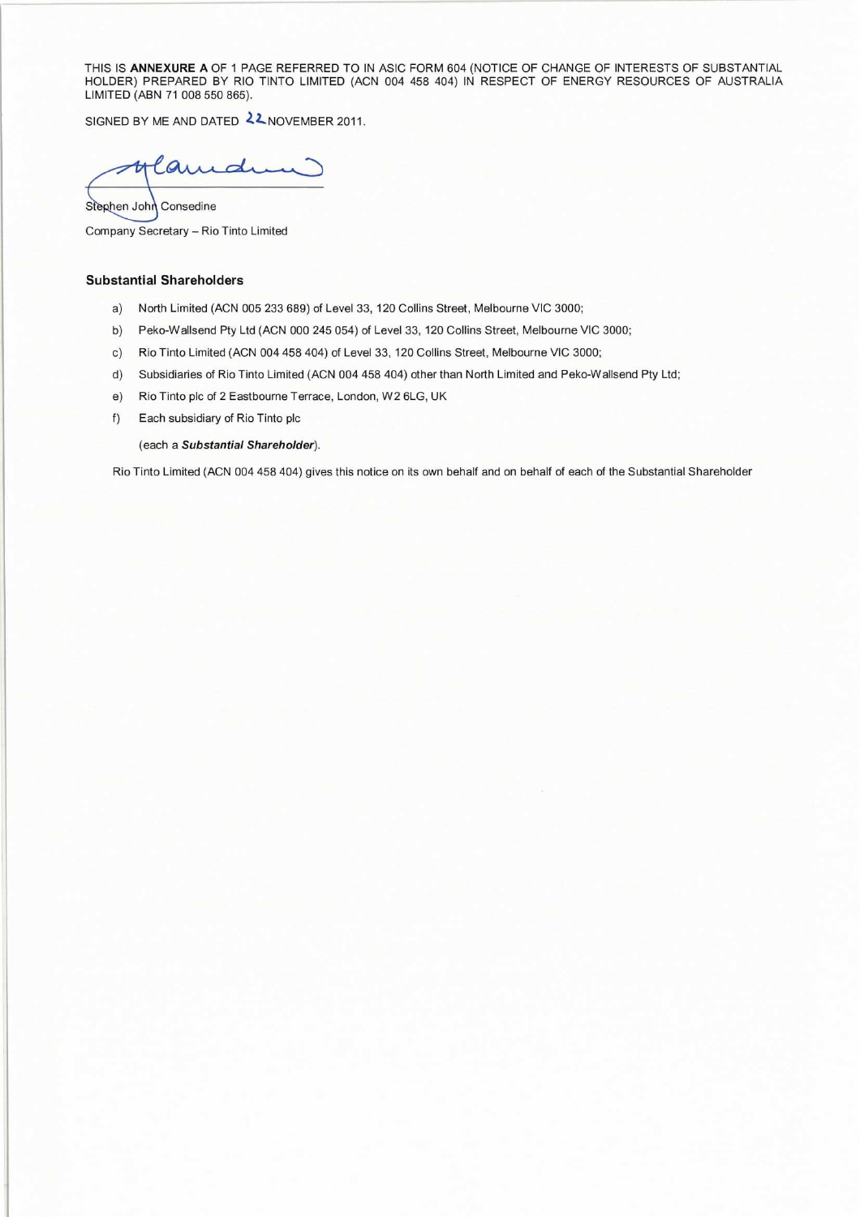THIS IS **ANNEXURE A** OF 1 PAGE REFERRED TO IN ASIC FORM 604 (NOTICE OF CHANGE OF INTERESTS OF SUBSTANTIAL HOLDER) PREPARED BY RIO TINTO LIMITED (ACN 004 458 404) IN RESPECT OF ENERGY RESOURCES OF AUSTRALIA LIMITED (ABN 71 008 550 865).

SIGNED BY ME AND DATED 22 NOVEMBER 2011.

Stephen John Consedine

Company Secretary – Rio Tinto Limited

### Substantial Shareholders

a) North Limited (ACN 005 233 689) of Level 33, 120 Collins Street, Melbourne VIC 3000;

b) Peko-Wallsend Pty Ltd (ACN 000 245 054) of Level 33, 120 Collins Street, Melbourne VIC 3000;

c) Rio Tinto Limited (ACN 004 458 404) of Level 33, 120 Collins Street, Melbourne VIC 3000;

d) Subsidiaries of Rio Tinto Limited (ACN 004 458 404) other than North Limited and Peko-Wallsend Pty Ltd;

e) Rio Tinto plc of 2 Eastbourne Terrace, London, W2 6LG, UK

f) Each subsidiary of Rio Tinto plc

(each a ***Substantial Shareholder***).

Rio Tinto Limited (ACN 004 458 404) gives this notice on its own behalf and on behalf of each of the Substantial Shareholder